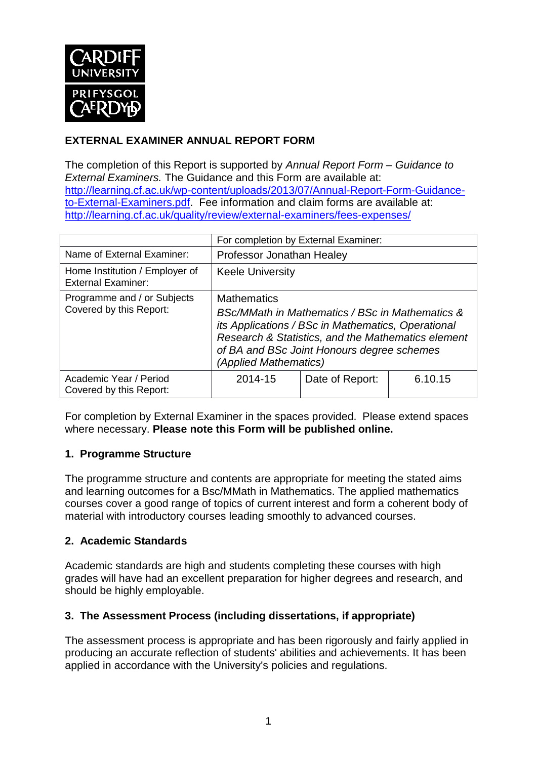**CARDIFF UNIVERSITY PRIFYSGOL CAERDYD**

# EXTERNAL EXAMINER ANNUAL REPORT FORM

The completion of this Report is supported by *Annual Report Form – Guidance to External Examiners.* The Guidance and this Form are available at: [http://learning.cf.ac.uk/wp-content/uploads/2013/07/Annual-Report-Form-Guidance-to-External-Examiners.pdf](http://learning.cf.ac.uk/wp-content/uploads/2013/07/Annual-Report-Form-Guidance-to-External-Examiners.pdf). Fee information and claim forms are available at: [http://learning.cf.ac.uk/quality/review/external-examiners/fees-expenses/](http://learning.cf.ac.uk/quality/review/external-examiners/fees-expenses/)

| | For completion by External Examiner: | | |
|---|---|---|---|
| Name of External Examiner: | Professor Jonathan Healey | | |
| Home Institution / Employer of External Examiner: | Keele University | | |
| Programme and / or Subjects Covered by this Report: | Mathematics *BSc/MMath in Mathematics / BSc in Mathematics & its Applications / BSc in Mathematics, Operational Research & Statistics, and the Mathematics element of BA and BSc Joint Honours degree schemes (Applied Mathematics)* | | |
| Academic Year / Period Covered by this Report: | 2014-15 | Date of Report: | 6.10.15 |

For completion by External Examiner in the spaces provided. Please extend spaces where necessary. **Please note this Form will be published online.**

## 1. Programme Structure

The programme structure and contents are appropriate for meeting the stated aims and learning outcomes for a Bsc/MMath in Mathematics. The applied mathematics courses cover a good range of topics of current interest and form a coherent body of material with introductory courses leading smoothly to advanced courses.

## 2. Academic Standards

Academic standards are high and students completing these courses with high grades will have had an excellent preparation for higher degrees and research, and should be highly employable.

## 3. The Assessment Process (including dissertations, if appropriate)

The assessment process is appropriate and has been rigorously and fairly applied in producing an accurate reflection of students' abilities and achievements. It has been applied in accordance with the University's policies and regulations.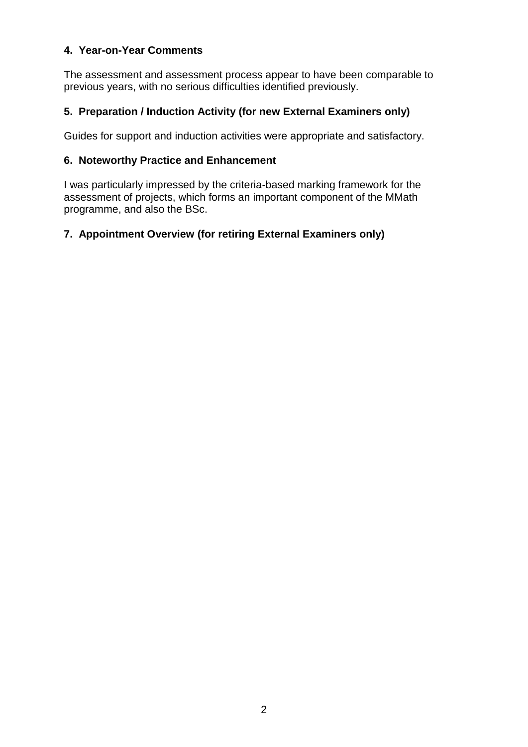### 4. Year-on-Year Comments

The assessment and assessment process appear to have been comparable to previous years, with no serious difficulties identified previously.

### 5. Preparation / Induction Activity (for new External Examiners only)

Guides for support and induction activities were appropriate and satisfactory.

### 6. Noteworthy Practice and Enhancement

I was particularly impressed by the criteria-based marking framework for the assessment of projects, which forms an important component of the MMath programme, and also the BSc.

### 7. Appointment Overview (for retiring External Examiners only)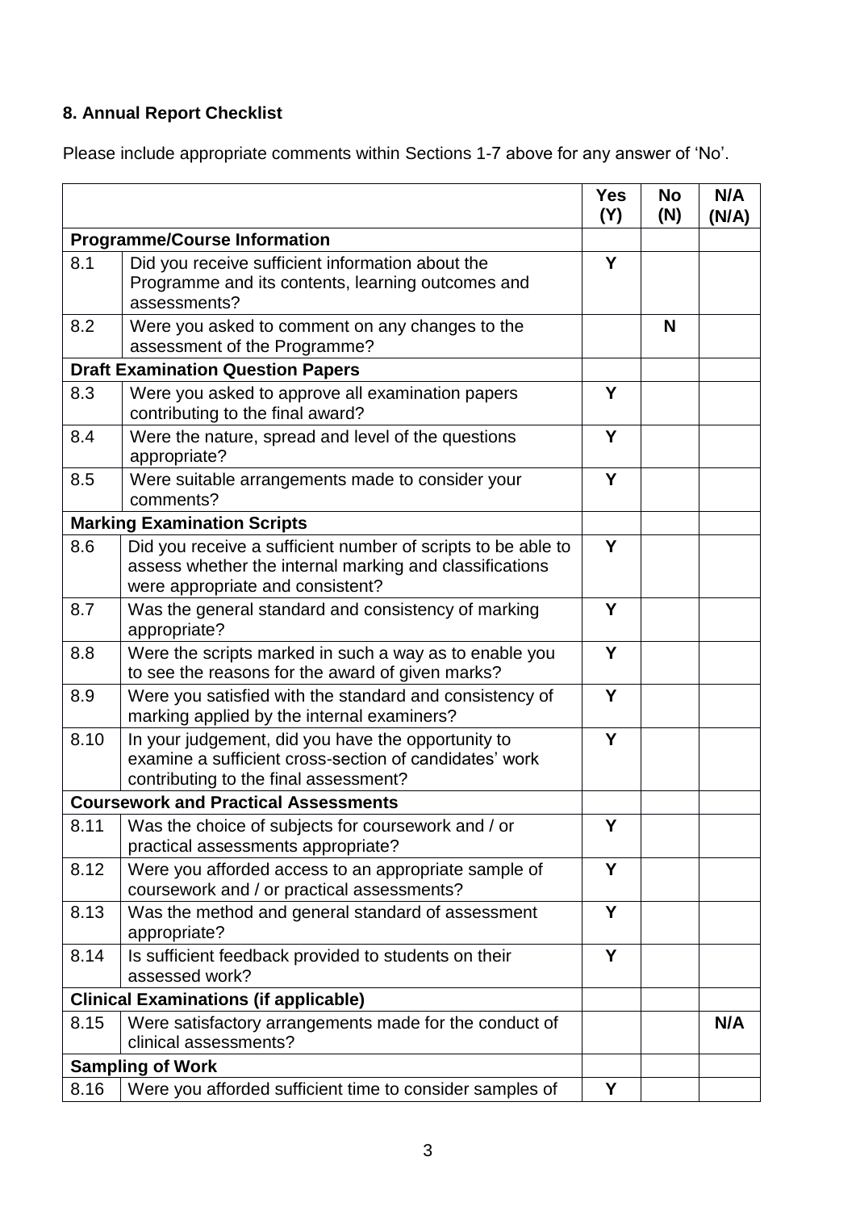### 8. Annual Report Checklist

Please include appropriate comments within Sections 1-7 above for any answer of 'No'.

| | | Yes (Y) | No (N) | N/A (N/A) |
|---|---|---|---|---|
| **Programme/Course Information** | | | | |
| 8.1 | Did you receive sufficient information about the Programme and its contents, learning outcomes and assessments? | **Y** | | |
| 8.2 | Were you asked to comment on any changes to the assessment of the Programme? | | **N** | |
| **Draft Examination Question Papers** | | | | |
| 8.3 | Were you asked to approve all examination papers contributing to the final award? | **Y** | | |
| 8.4 | Were the nature, spread and level of the questions appropriate? | **Y** | | |
| 8.5 | Were suitable arrangements made to consider your comments? | **Y** | | |
| **Marking Examination Scripts** | | | | |
| 8.6 | Did you receive a sufficient number of scripts to be able to assess whether the internal marking and classifications were appropriate and consistent? | **Y** | | |
| 8.7 | Was the general standard and consistency of marking appropriate? | **Y** | | |
| 8.8 | Were the scripts marked in such a way as to enable you to see the reasons for the award of given marks? | **Y** | | |
| 8.9 | Were you satisfied with the standard and consistency of marking applied by the internal examiners? | **Y** | | |
| 8.10 | In your judgement, did you have the opportunity to examine a sufficient cross-section of candidates' work contributing to the final assessment? | **Y** | | |
| **Coursework and Practical Assessments** | | | | |
| 8.11 | Was the choice of subjects for coursework and / or practical assessments appropriate? | **Y** | | |
| 8.12 | Were you afforded access to an appropriate sample of coursework and / or practical assessments? | **Y** | | |
| 8.13 | Was the method and general standard of assessment appropriate? | **Y** | | |
| 8.14 | Is sufficient feedback provided to students on their assessed work? | **Y** | | |
| **Clinical Examinations (if applicable)** | | | | |
| 8.15 | Were satisfactory arrangements made for the conduct of clinical assessments? | | | **N/A** |
| **Sampling of Work** | | | | |
| 8.16 | Were you afforded sufficient time to consider samples of | **Y** | | |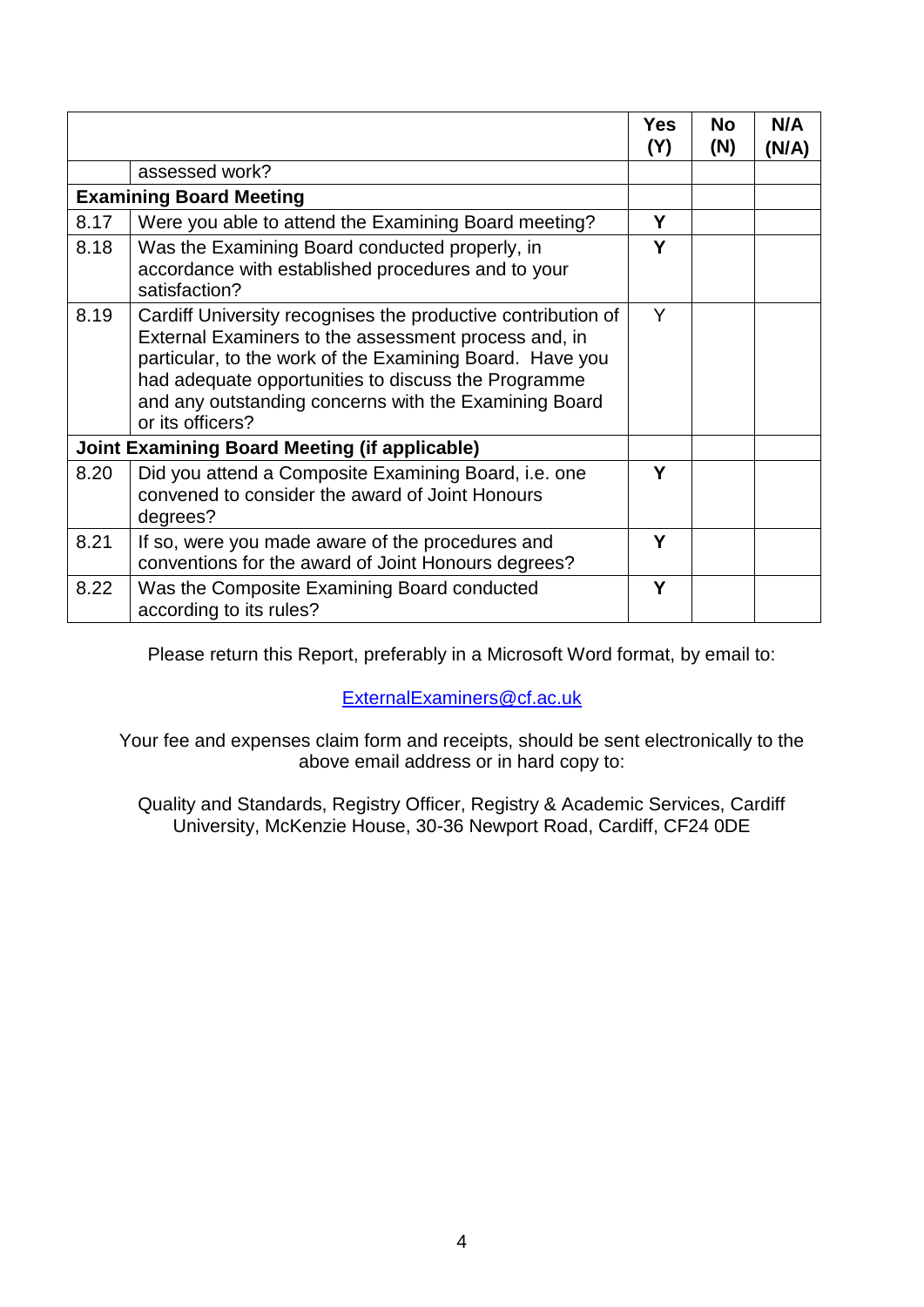| | | Yes (Y) | No (N) | N/A (N/A) |
|---|---|---|---|---|
| | assessed work? | | | |
| **Examining Board Meeting** | | | | |
| 8.17 | Were you able to attend the Examining Board meeting? | **Y** | | |
| 8.18 | Was the Examining Board conducted properly, in accordance with established procedures and to your satisfaction? | **Y** | | |
| 8.19 | Cardiff University recognises the productive contribution of External Examiners to the assessment process and, in particular, to the work of the Examining Board. Have you had adequate opportunities to discuss the Programme and any outstanding concerns with the Examining Board or its officers? | Y | | |
| **Joint Examining Board Meeting (if applicable)** | | | | |
| 8.20 | Did you attend a Composite Examining Board, i.e. one convened to consider the award of Joint Honours degrees? | **Y** | | |
| 8.21 | If so, were you made aware of the procedures and conventions for the award of Joint Honours degrees? | **Y** | | |
| 8.22 | Was the Composite Examining Board conducted according to its rules? | **Y** | | |

Please return this Report, preferably in a Microsoft Word format, by email to:

ExternalExaminers@cf.ac.uk

Your fee and expenses claim form and receipts, should be sent electronically to the above email address or in hard copy to:

Quality and Standards, Registry Officer, Registry & Academic Services, Cardiff University, McKenzie House, 30-36 Newport Road, Cardiff, CF24 0DE